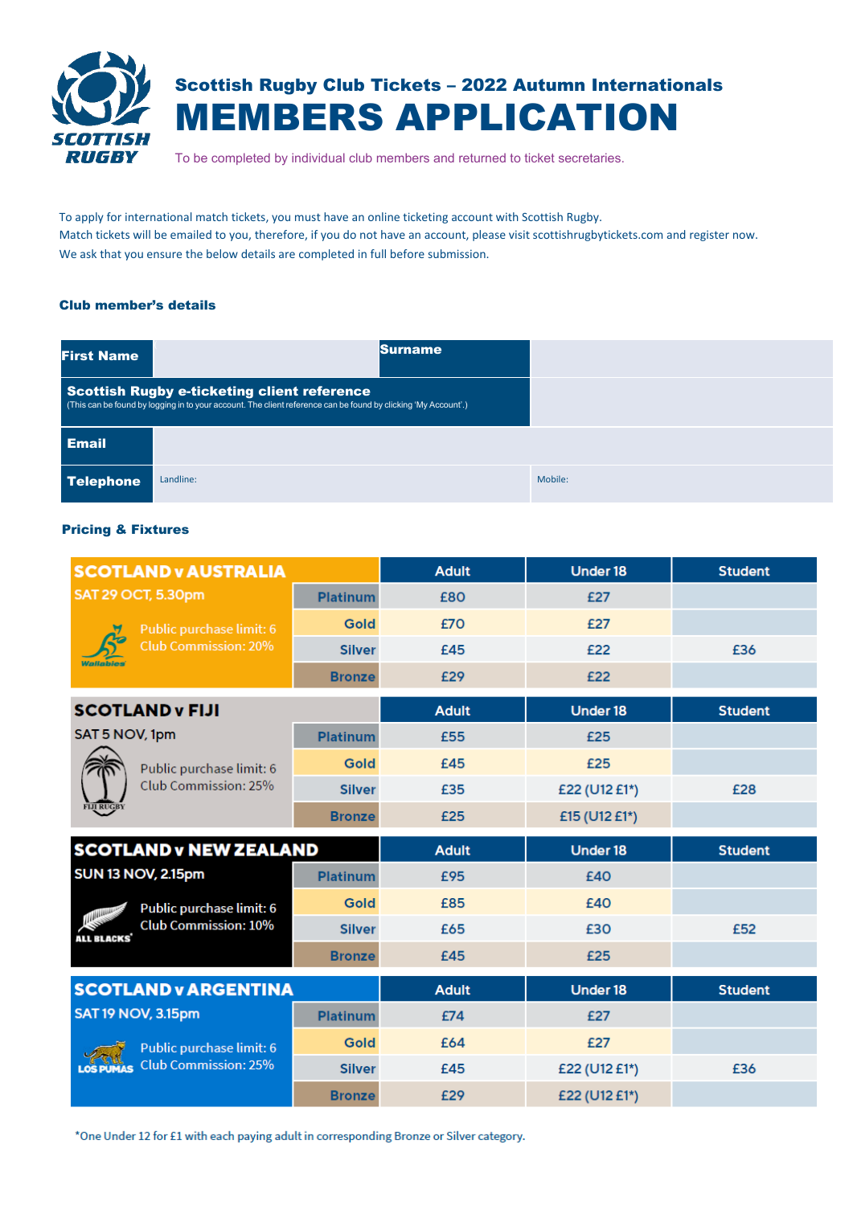SCOTTISH RUGBY

# Scottish Rugby Club Tickets – 2022 Autumn Internationals

# MEMBERS APPLICATION

To be completed by individual club members and returned to ticket secretaries.

To apply for international match tickets, you must have an online ticketing account with Scottish Rugby.
Match tickets will be emailed to you, therefore, if you do not have an account, please visit scottishrugbytickets.com and register now.
We ask that you ensure the below details are completed in full before submission.

### Club member's details

| **First Name** | | **Surname** | |
|---|---|---|---|
| **Scottish Rugby e-ticketing client reference** (This can be found by logging in to your account. The client reference can be found by clicking 'My Account'.) | | | |
| **Email** | | | |
| **Telephone** | Landline: | Mobile: | |

### Pricing & Fixtures

| SCOTLAND v AUSTRALIA | | Adult | Under 18 | Student |
|---|---|---|---|---|
| SAT 29 OCT, 5.30pm | Platinum | £80 | £27 | |
| Public purchase limit: 6 | Gold | £70 | £27 | |
| Club Commission: 20% | Silver | £45 | £22 | £36 |
| | Bronze | £29 | £22 | |

| SCOTLAND v FIJI | | Adult | Under 18 | Student |
|---|---|---|---|---|
| SAT 5 NOV, 1pm | Platinum | £55 | £25 | |
| Public purchase limit: 6 | Gold | £45 | £25 | |
| Club Commission: 25% | Silver | £35 | £22 (U12 £1*) | £28 |
| | Bronze | £25 | £15 (U12 £1*) | |

| SCOTLAND v NEW ZEALAND | | Adult | Under 18 | Student |
|---|---|---|---|---|
| SUN 13 NOV, 2.15pm | Platinum | £95 | £40 | |
| Public purchase limit: 6 | Gold | £85 | £40 | |
| Club Commission: 10% | Silver | £65 | £30 | £52 |
| | Bronze | £45 | £25 | |

| SCOTLAND v ARGENTINA | | Adult | Under 18 | Student |
|---|---|---|---|---|
| SAT 19 NOV, 3.15pm | Platinum | £74 | £27 | |
| Public purchase limit: 6 | Gold | £64 | £27 | |
| Club Commission: 25% | Silver | £45 | £22 (U12 £1*) | £36 |
| | Bronze | £29 | £22 (U12 £1*) | |

*One Under 12 for £1 with each paying adult in corresponding Bronze or Silver category.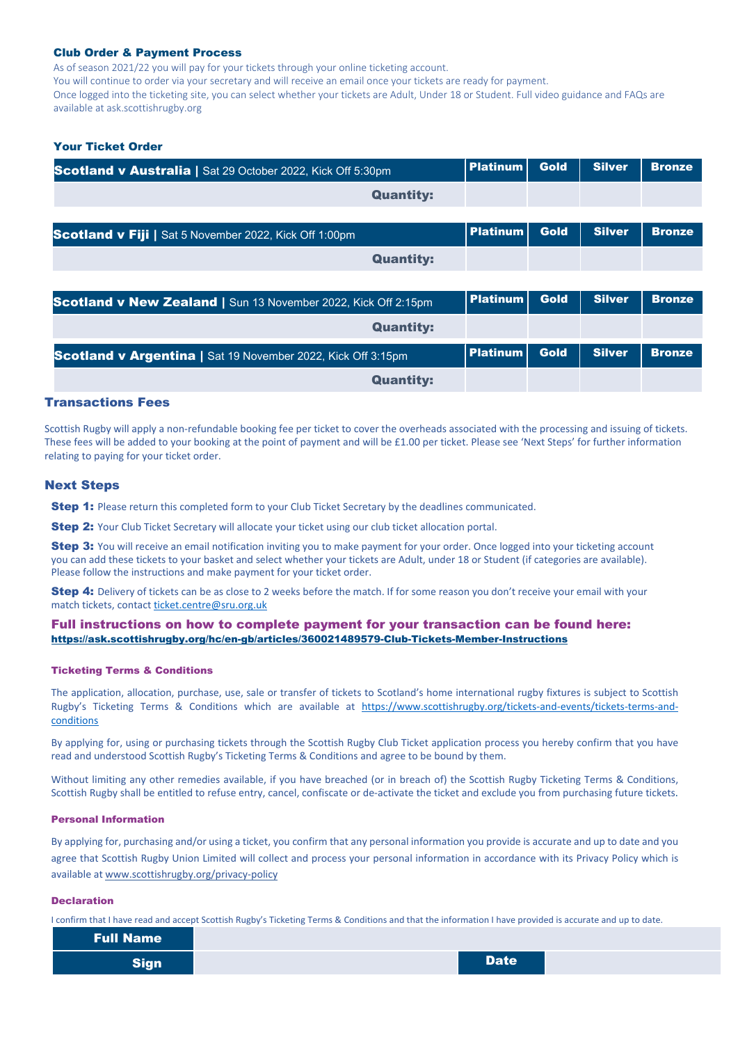### Club Order & Payment Process

As of season 2021/22 you will pay for your tickets through your online ticketing account.
You will continue to order via your secretary and will receive an email once your tickets are ready for payment.
Once logged into the ticketing site, you can select whether your tickets are Adult, Under 18 or Student. Full video guidance and FAQs are available at ask.scottishrugby.org

### Your Ticket Order

| **Scotland v Australia** \| Sat 29 October 2022, Kick Off 5:30pm | Platinum | Gold | Silver | Bronze |
|---|---|---|---|---|
| **Quantity:** | | | | |

| **Scotland v Fiji** \| Sat 5 November 2022, Kick Off 1:00pm | Platinum | Gold | Silver | Bronze |
|---|---|---|---|---|
| **Quantity:** | | | | |

| **Scotland v New Zealand** \| Sun 13 November 2022, Kick Off 2:15pm | Platinum | Gold | Silver | Bronze |
|---|---|---|---|---|
| **Quantity:** | | | | |

| **Scotland v Argentina** \| Sat 19 November 2022, Kick Off 3:15pm | Platinum | Gold | Silver | Bronze |
|---|---|---|---|---|
| **Quantity:** | | | | |

## Transactions Fees

Scottish Rugby will apply a non-refundable booking fee per ticket to cover the overheads associated with the processing and issuing of tickets. These fees will be added to your booking at the point of payment and will be £1.00 per ticket. Please see 'Next Steps' for further information relating to paying for your ticket order.

## Next Steps

**Step 1:** Please return this completed form to your Club Ticket Secretary by the deadlines communicated.

**Step 2:** Your Club Ticket Secretary will allocate your ticket using our club ticket allocation portal.

**Step 3:** You will receive an email notification inviting you to make payment for your order. Once logged into your ticketing account you can add these tickets to your basket and select whether your tickets are Adult, under 18 or Student (if categories are available). Please follow the instructions and make payment for your ticket order.

**Step 4:** Delivery of tickets can be as close to 2 weeks before the match. If for some reason you don't receive your email with your match tickets, contact ticket.centre@sru.org.uk

### Full instructions on how to complete payment for your transaction can be found here:

**https://ask.scottishrugby.org/hc/en-gb/articles/360021489579-Club-Tickets-Member-Instructions**

#### Ticketing Terms & Conditions

The application, allocation, purchase, use, sale or transfer of tickets to Scotland's home international rugby fixtures is subject to Scottish Rugby's Ticketing Terms & Conditions which are available at https://www.scottishrugby.org/tickets-and-events/tickets-terms-and-conditions

By applying for, using or purchasing tickets through the Scottish Rugby Club Ticket application process you hereby confirm that you have read and understood Scottish Rugby's Ticketing Terms & Conditions and agree to be bound by them.

Without limiting any other remedies available, if you have breached (or in breach of) the Scottish Rugby Ticketing Terms & Conditions, Scottish Rugby shall be entitled to refuse entry, cancel, confiscate or de-activate the ticket and exclude you from purchasing future tickets.

#### Personal Information

By applying for, purchasing and/or using a ticket, you confirm that any personal information you provide is accurate and up to date and you agree that Scottish Rugby Union Limited will collect and process your personal information in accordance with its Privacy Policy which is available at www.scottishrugby.org/privacy-policy

#### Declaration

I confirm that I have read and accept Scottish Rugby's Ticketing Terms & Conditions and that the information I have provided is accurate and up to date.

| | | | |
|---|---|---|---|
| **Full Name** | | | |
| **Sign** | | **Date** | |